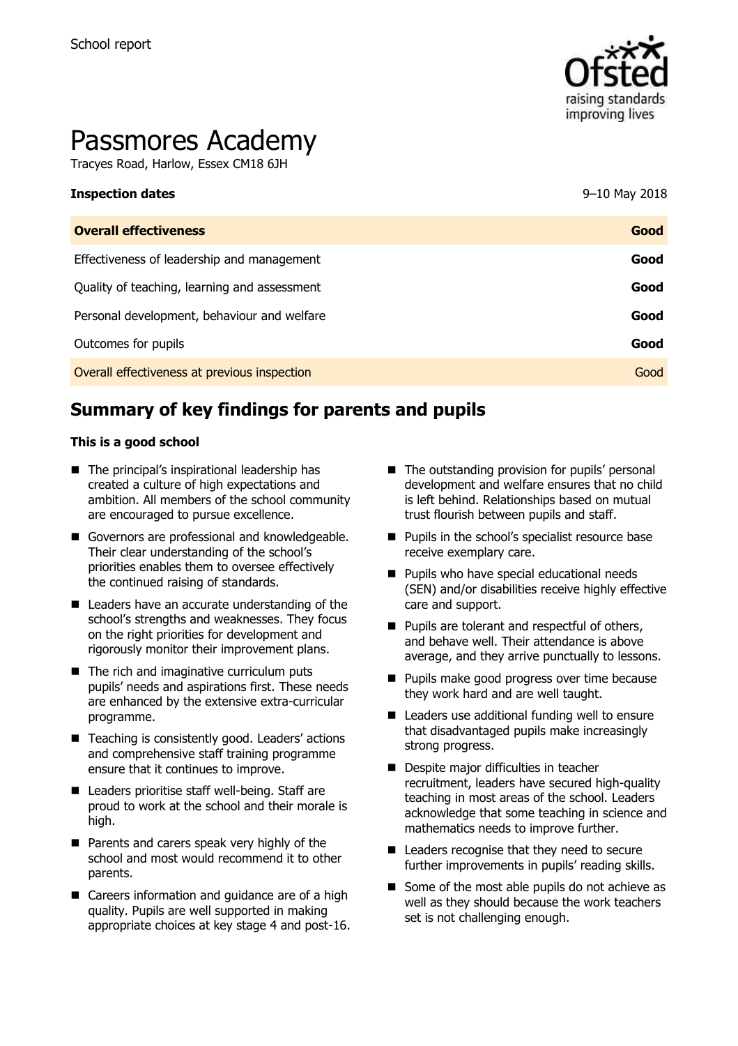School report

# Passmores Academy

Tracyes Road, Harlow, Essex CM18 6JH

| **Inspection dates** | 9–10 May 2018 |
|---|---|
| **Overall effectiveness** | **Good** |
| Effectiveness of leadership and management | **Good** |
| Quality of teaching, learning and assessment | **Good** |
| Personal development, behaviour and welfare | **Good** |
| Outcomes for pupils | **Good** |
| Overall effectiveness at previous inspection | Good |

## Summary of key findings for parents and pupils

**This is a good school**

- The principal's inspirational leadership has created a culture of high expectations and ambition. All members of the school community are encouraged to pursue excellence.
- Governors are professional and knowledgeable. Their clear understanding of the school's priorities enables them to oversee effectively the continued raising of standards.
- Leaders have an accurate understanding of the school's strengths and weaknesses. They focus on the right priorities for development and rigorously monitor their improvement plans.
- The rich and imaginative curriculum puts pupils' needs and aspirations first. These needs are enhanced by the extensive extra-curricular programme.
- Teaching is consistently good. Leaders' actions and comprehensive staff training programme ensure that it continues to improve.
- Leaders prioritise staff well-being. Staff are proud to work at the school and their morale is high.
- Parents and carers speak very highly of the school and most would recommend it to other parents.
- Careers information and guidance are of a high quality. Pupils are well supported in making appropriate choices at key stage 4 and post-16.
- The outstanding provision for pupils' personal development and welfare ensures that no child is left behind. Relationships based on mutual trust flourish between pupils and staff.
- Pupils in the school's specialist resource base receive exemplary care.
- Pupils who have special educational needs (SEN) and/or disabilities receive highly effective care and support.
- Pupils are tolerant and respectful of others, and behave well. Their attendance is above average, and they arrive punctually to lessons.
- Pupils make good progress over time because they work hard and are well taught.
- Leaders use additional funding well to ensure that disadvantaged pupils make increasingly strong progress.
- Despite major difficulties in teacher recruitment, leaders have secured high-quality teaching in most areas of the school. Leaders acknowledge that some teaching in science and mathematics needs to improve further.
- Leaders recognise that they need to secure further improvements in pupils' reading skills.
- Some of the most able pupils do not achieve as well as they should because the work teachers set is not challenging enough.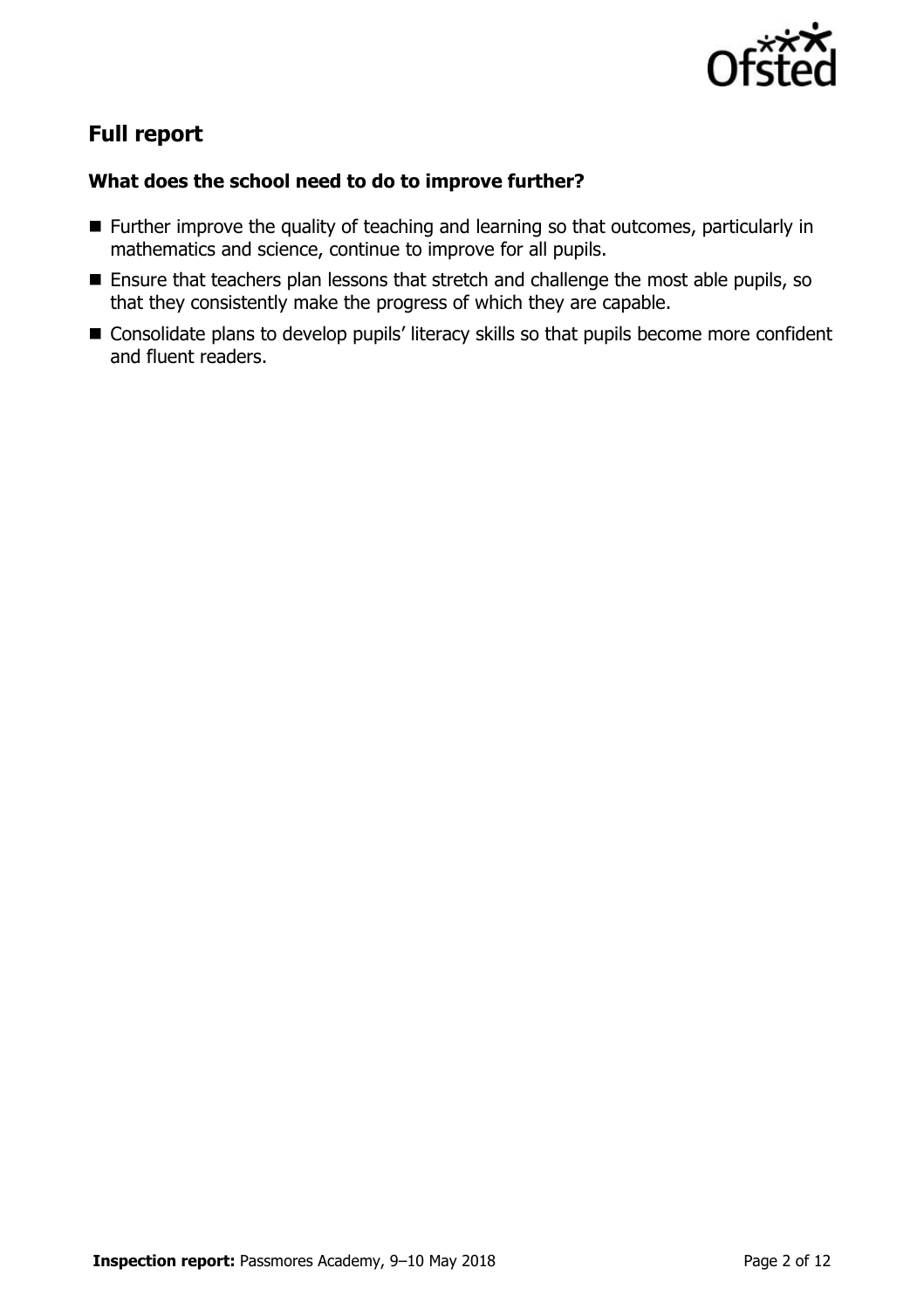## Full report

### What does the school need to do to improve further?

- Further improve the quality of teaching and learning so that outcomes, particularly in mathematics and science, continue to improve for all pupils.
- Ensure that teachers plan lessons that stretch and challenge the most able pupils, so that they consistently make the progress of which they are capable.
- Consolidate plans to develop pupils' literacy skills so that pupils become more confident and fluent readers.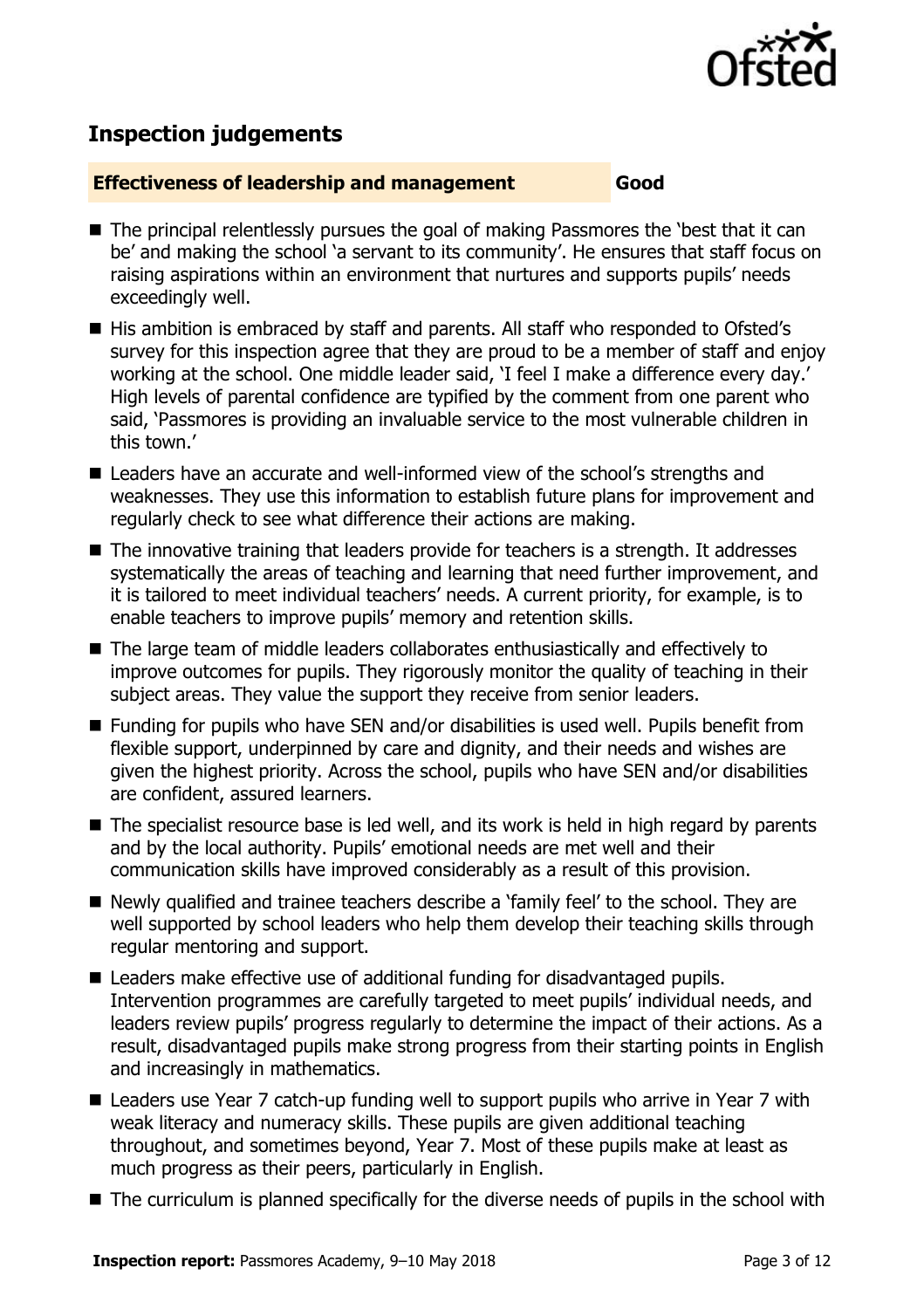## Inspection judgements

| **Effectiveness of leadership and management** | **Good** |
| --- | --- |

- The principal relentlessly pursues the goal of making Passmores the 'best that it can be' and making the school 'a servant to its community'. He ensures that staff focus on raising aspirations within an environment that nurtures and supports pupils' needs exceedingly well.
- His ambition is embraced by staff and parents. All staff who responded to Ofsted's survey for this inspection agree that they are proud to be a member of staff and enjoy working at the school. One middle leader said, 'I feel I make a difference every day.' High levels of parental confidence are typified by the comment from one parent who said, 'Passmores is providing an invaluable service to the most vulnerable children in this town.'
- Leaders have an accurate and well-informed view of the school's strengths and weaknesses. They use this information to establish future plans for improvement and regularly check to see what difference their actions are making.
- The innovative training that leaders provide for teachers is a strength. It addresses systematically the areas of teaching and learning that need further improvement, and it is tailored to meet individual teachers' needs. A current priority, for example, is to enable teachers to improve pupils' memory and retention skills.
- The large team of middle leaders collaborates enthusiastically and effectively to improve outcomes for pupils. They rigorously monitor the quality of teaching in their subject areas. They value the support they receive from senior leaders.
- Funding for pupils who have SEN and/or disabilities is used well. Pupils benefit from flexible support, underpinned by care and dignity, and their needs and wishes are given the highest priority. Across the school, pupils who have SEN and/or disabilities are confident, assured learners.
- The specialist resource base is led well, and its work is held in high regard by parents and by the local authority. Pupils' emotional needs are met well and their communication skills have improved considerably as a result of this provision.
- Newly qualified and trainee teachers describe a 'family feel' to the school. They are well supported by school leaders who help them develop their teaching skills through regular mentoring and support.
- Leaders make effective use of additional funding for disadvantaged pupils. Intervention programmes are carefully targeted to meet pupils' individual needs, and leaders review pupils' progress regularly to determine the impact of their actions. As a result, disadvantaged pupils make strong progress from their starting points in English and increasingly in mathematics.
- Leaders use Year 7 catch-up funding well to support pupils who arrive in Year 7 with weak literacy and numeracy skills. These pupils are given additional teaching throughout, and sometimes beyond, Year 7. Most of these pupils make at least as much progress as their peers, particularly in English.
- The curriculum is planned specifically for the diverse needs of pupils in the school with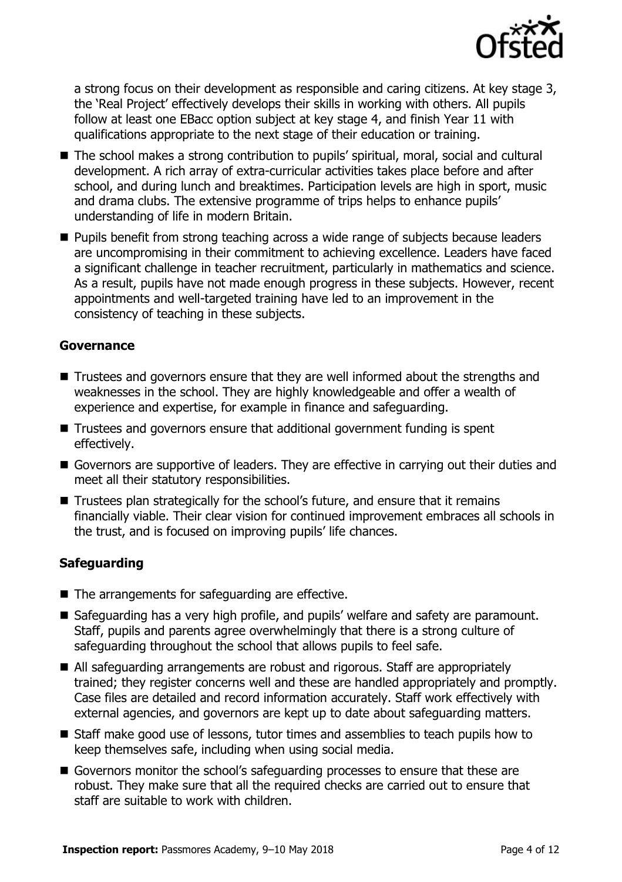a strong focus on their development as responsible and caring citizens. At key stage 3, the 'Real Project' effectively develops their skills in working with others. All pupils follow at least one EBacc option subject at key stage 4, and finish Year 11 with qualifications appropriate to the next stage of their education or training.

- The school makes a strong contribution to pupils' spiritual, moral, social and cultural development. A rich array of extra-curricular activities takes place before and after school, and during lunch and breaktimes. Participation levels are high in sport, music and drama clubs. The extensive programme of trips helps to enhance pupils' understanding of life in modern Britain.
- Pupils benefit from strong teaching across a wide range of subjects because leaders are uncompromising in their commitment to achieving excellence. Leaders have faced a significant challenge in teacher recruitment, particularly in mathematics and science. As a result, pupils have not made enough progress in these subjects. However, recent appointments and well-targeted training have led to an improvement in the consistency of teaching in these subjects.

### Governance

- Trustees and governors ensure that they are well informed about the strengths and weaknesses in the school. They are highly knowledgeable and offer a wealth of experience and expertise, for example in finance and safeguarding.
- Trustees and governors ensure that additional government funding is spent effectively.
- Governors are supportive of leaders. They are effective in carrying out their duties and meet all their statutory responsibilities.
- Trustees plan strategically for the school's future, and ensure that it remains financially viable. Their clear vision for continued improvement embraces all schools in the trust, and is focused on improving pupils' life chances.

### Safeguarding

- The arrangements for safeguarding are effective.
- Safeguarding has a very high profile, and pupils' welfare and safety are paramount. Staff, pupils and parents agree overwhelmingly that there is a strong culture of safeguarding throughout the school that allows pupils to feel safe.
- All safeguarding arrangements are robust and rigorous. Staff are appropriately trained; they register concerns well and these are handled appropriately and promptly. Case files are detailed and record information accurately. Staff work effectively with external agencies, and governors are kept up to date about safeguarding matters.
- Staff make good use of lessons, tutor times and assemblies to teach pupils how to keep themselves safe, including when using social media.
- Governors monitor the school's safeguarding processes to ensure that these are robust. They make sure that all the required checks are carried out to ensure that staff are suitable to work with children.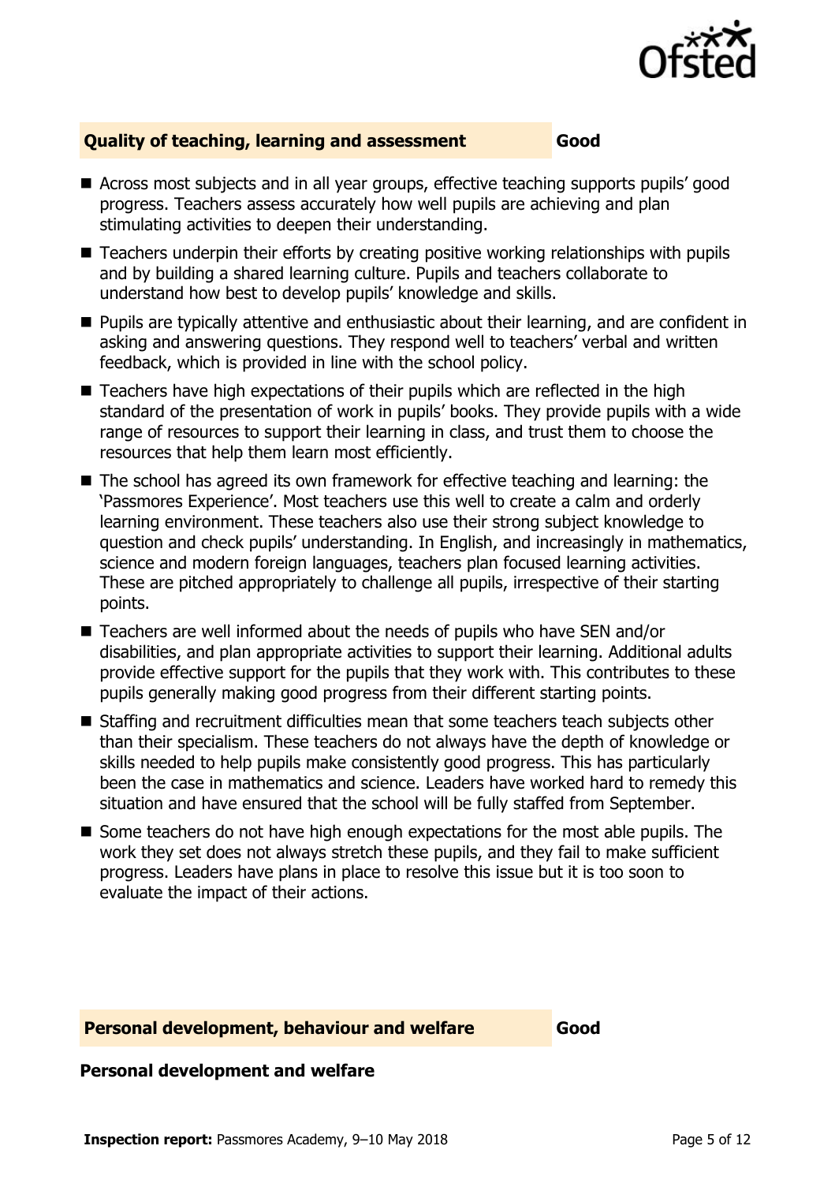## Quality of teaching, learning and assessment — Good

- Across most subjects and in all year groups, effective teaching supports pupils' good progress. Teachers assess accurately how well pupils are achieving and plan stimulating activities to deepen their understanding.
- Teachers underpin their efforts by creating positive working relationships with pupils and by building a shared learning culture. Pupils and teachers collaborate to understand how best to develop pupils' knowledge and skills.
- Pupils are typically attentive and enthusiastic about their learning, and are confident in asking and answering questions. They respond well to teachers' verbal and written feedback, which is provided in line with the school policy.
- Teachers have high expectations of their pupils which are reflected in the high standard of the presentation of work in pupils' books. They provide pupils with a wide range of resources to support their learning in class, and trust them to choose the resources that help them learn most efficiently.
- The school has agreed its own framework for effective teaching and learning: the 'Passmores Experience'. Most teachers use this well to create a calm and orderly learning environment. These teachers also use their strong subject knowledge to question and check pupils' understanding. In English, and increasingly in mathematics, science and modern foreign languages, teachers plan focused learning activities. These are pitched appropriately to challenge all pupils, irrespective of their starting points.
- Teachers are well informed about the needs of pupils who have SEN and/or disabilities, and plan appropriate activities to support their learning. Additional adults provide effective support for the pupils that they work with. This contributes to these pupils generally making good progress from their different starting points.
- Staffing and recruitment difficulties mean that some teachers teach subjects other than their specialism. These teachers do not always have the depth of knowledge or skills needed to help pupils make consistently good progress. This has particularly been the case in mathematics and science. Leaders have worked hard to remedy this situation and have ensured that the school will be fully staffed from September.
- Some teachers do not have high enough expectations for the most able pupils. The work they set does not always stretch these pupils, and they fail to make sufficient progress. Leaders have plans in place to resolve this issue but it is too soon to evaluate the impact of their actions.

## Personal development, behaviour and welfare — Good

### Personal development and welfare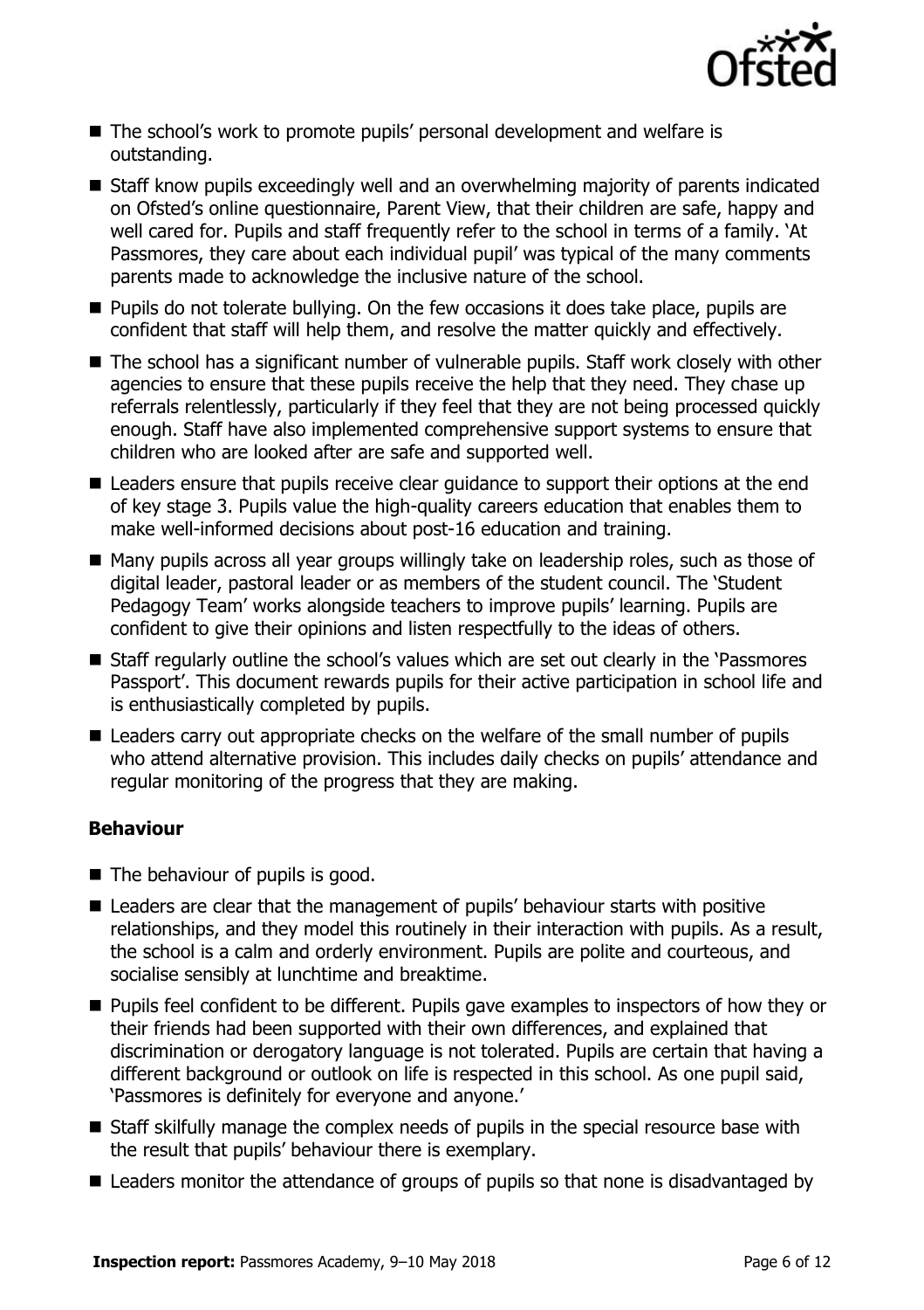- The school's work to promote pupils' personal development and welfare is outstanding.
- Staff know pupils exceedingly well and an overwhelming majority of parents indicated on Ofsted's online questionnaire, Parent View, that their children are safe, happy and well cared for. Pupils and staff frequently refer to the school in terms of a family. 'At Passmores, they care about each individual pupil' was typical of the many comments parents made to acknowledge the inclusive nature of the school.
- Pupils do not tolerate bullying. On the few occasions it does take place, pupils are confident that staff will help them, and resolve the matter quickly and effectively.
- The school has a significant number of vulnerable pupils. Staff work closely with other agencies to ensure that these pupils receive the help that they need. They chase up referrals relentlessly, particularly if they feel that they are not being processed quickly enough. Staff have also implemented comprehensive support systems to ensure that children who are looked after are safe and supported well.
- Leaders ensure that pupils receive clear guidance to support their options at the end of key stage 3. Pupils value the high-quality careers education that enables them to make well-informed decisions about post-16 education and training.
- Many pupils across all year groups willingly take on leadership roles, such as those of digital leader, pastoral leader or as members of the student council. The 'Student Pedagogy Team' works alongside teachers to improve pupils' learning. Pupils are confident to give their opinions and listen respectfully to the ideas of others.
- Staff regularly outline the school's values which are set out clearly in the 'Passmores Passport'. This document rewards pupils for their active participation in school life and is enthusiastically completed by pupils.
- Leaders carry out appropriate checks on the welfare of the small number of pupils who attend alternative provision. This includes daily checks on pupils' attendance and regular monitoring of the progress that they are making.

### Behaviour

- The behaviour of pupils is good.
- Leaders are clear that the management of pupils' behaviour starts with positive relationships, and they model this routinely in their interaction with pupils. As a result, the school is a calm and orderly environment. Pupils are polite and courteous, and socialise sensibly at lunchtime and breaktime.
- Pupils feel confident to be different. Pupils gave examples to inspectors of how they or their friends had been supported with their own differences, and explained that discrimination or derogatory language is not tolerated. Pupils are certain that having a different background or outlook on life is respected in this school. As one pupil said, 'Passmores is definitely for everyone and anyone.'
- Staff skilfully manage the complex needs of pupils in the special resource base with the result that pupils' behaviour there is exemplary.
- Leaders monitor the attendance of groups of pupils so that none is disadvantaged by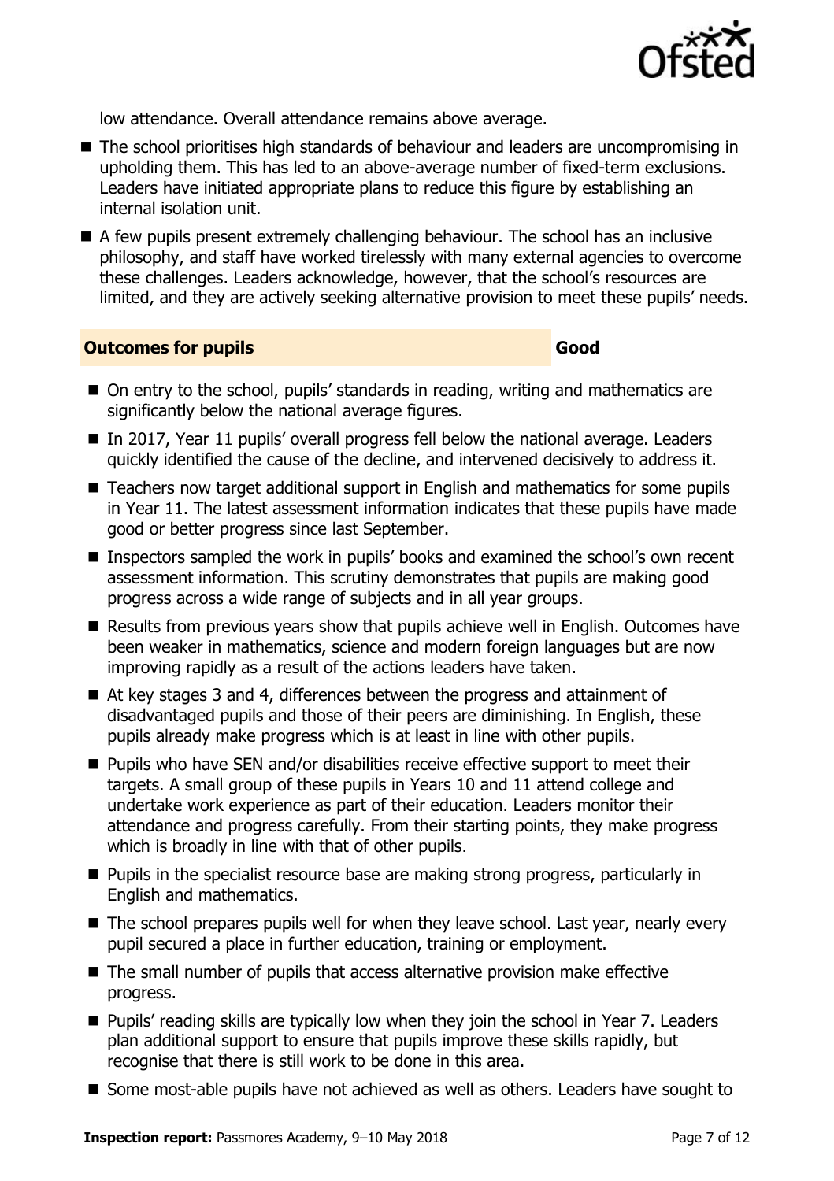low attendance. Overall attendance remains above average.

- The school prioritises high standards of behaviour and leaders are uncompromising in upholding them. This has led to an above-average number of fixed-term exclusions. Leaders have initiated appropriate plans to reduce this figure by establishing an internal isolation unit.
- A few pupils present extremely challenging behaviour. The school has an inclusive philosophy, and staff have worked tirelessly with many external agencies to overcome these challenges. Leaders acknowledge, however, that the school's resources are limited, and they are actively seeking alternative provision to meet these pupils' needs.

## Outcomes for pupils — Good

- On entry to the school, pupils' standards in reading, writing and mathematics are significantly below the national average figures.
- In 2017, Year 11 pupils' overall progress fell below the national average. Leaders quickly identified the cause of the decline, and intervened decisively to address it.
- Teachers now target additional support in English and mathematics for some pupils in Year 11. The latest assessment information indicates that these pupils have made good or better progress since last September.
- Inspectors sampled the work in pupils' books and examined the school's own recent assessment information. This scrutiny demonstrates that pupils are making good progress across a wide range of subjects and in all year groups.
- Results from previous years show that pupils achieve well in English. Outcomes have been weaker in mathematics, science and modern foreign languages but are now improving rapidly as a result of the actions leaders have taken.
- At key stages 3 and 4, differences between the progress and attainment of disadvantaged pupils and those of their peers are diminishing. In English, these pupils already make progress which is at least in line with other pupils.
- Pupils who have SEN and/or disabilities receive effective support to meet their targets. A small group of these pupils in Years 10 and 11 attend college and undertake work experience as part of their education. Leaders monitor their attendance and progress carefully. From their starting points, they make progress which is broadly in line with that of other pupils.
- Pupils in the specialist resource base are making strong progress, particularly in English and mathematics.
- The school prepares pupils well for when they leave school. Last year, nearly every pupil secured a place in further education, training or employment.
- The small number of pupils that access alternative provision make effective progress.
- Pupils' reading skills are typically low when they join the school in Year 7. Leaders plan additional support to ensure that pupils improve these skills rapidly, but recognise that there is still work to be done in this area.
- Some most-able pupils have not achieved as well as others. Leaders have sought to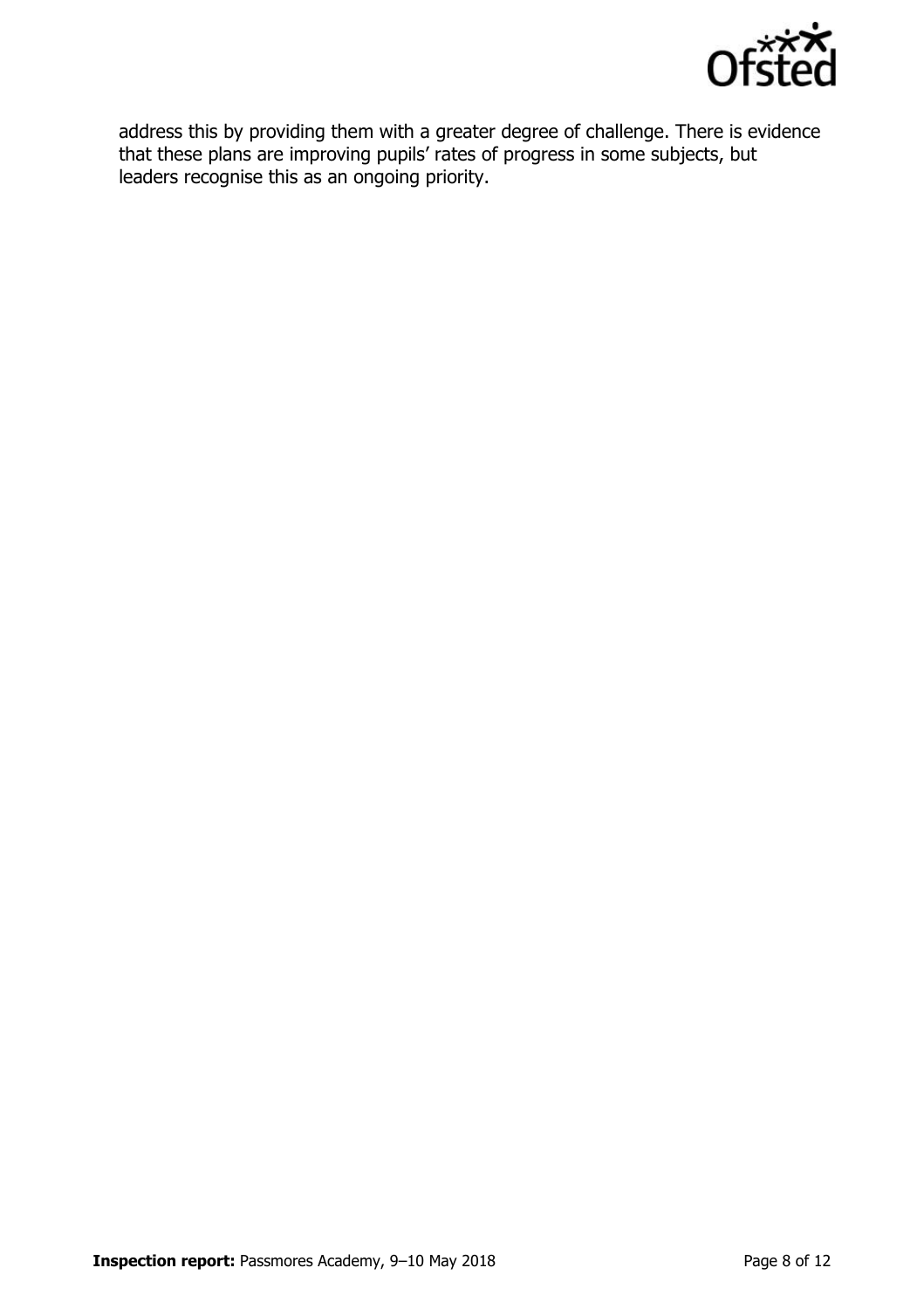address this by providing them with a greater degree of challenge. There is evidence that these plans are improving pupils' rates of progress in some subjects, but leaders recognise this as an ongoing priority.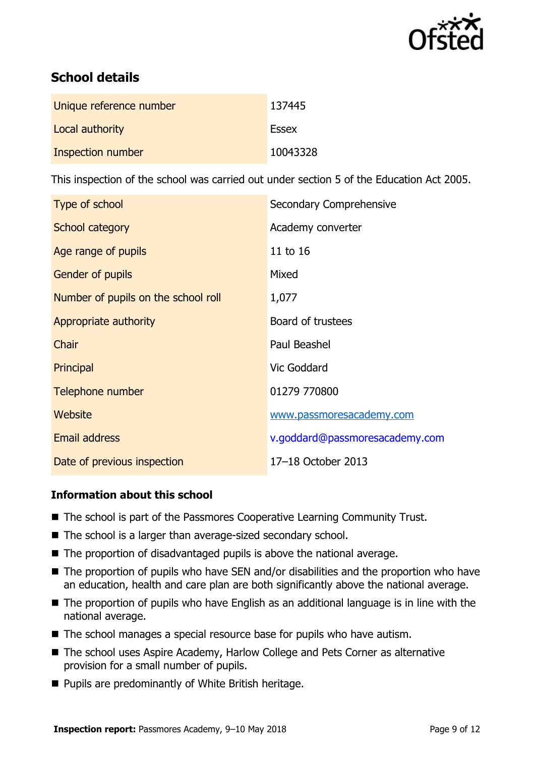## School details

| | |
|---|---|
| Unique reference number | 137445 |
| Local authority | Essex |
| Inspection number | 10043328 |

This inspection of the school was carried out under section 5 of the Education Act 2005.

| | |
|---|---|
| Type of school | Secondary Comprehensive |
| School category | Academy converter |
| Age range of pupils | 11 to 16 |
| Gender of pupils | Mixed |
| Number of pupils on the school roll | 1,077 |
| Appropriate authority | Board of trustees |
| Chair | Paul Beashel |
| Principal | Vic Goddard |
| Telephone number | 01279 770800 |
| Website | www.passmoresacademy.com |
| Email address | v.goddard@passmoresacademy.com |
| Date of previous inspection | 17–18 October 2013 |

### Information about this school

- The school is part of the Passmores Cooperative Learning Community Trust.
- The school is a larger than average-sized secondary school.
- The proportion of disadvantaged pupils is above the national average.
- The proportion of pupils who have SEN and/or disabilities and the proportion who have an education, health and care plan are both significantly above the national average.
- The proportion of pupils who have English as an additional language is in line with the national average.
- The school manages a special resource base for pupils who have autism.
- The school uses Aspire Academy, Harlow College and Pets Corner as alternative provision for a small number of pupils.
- Pupils are predominantly of White British heritage.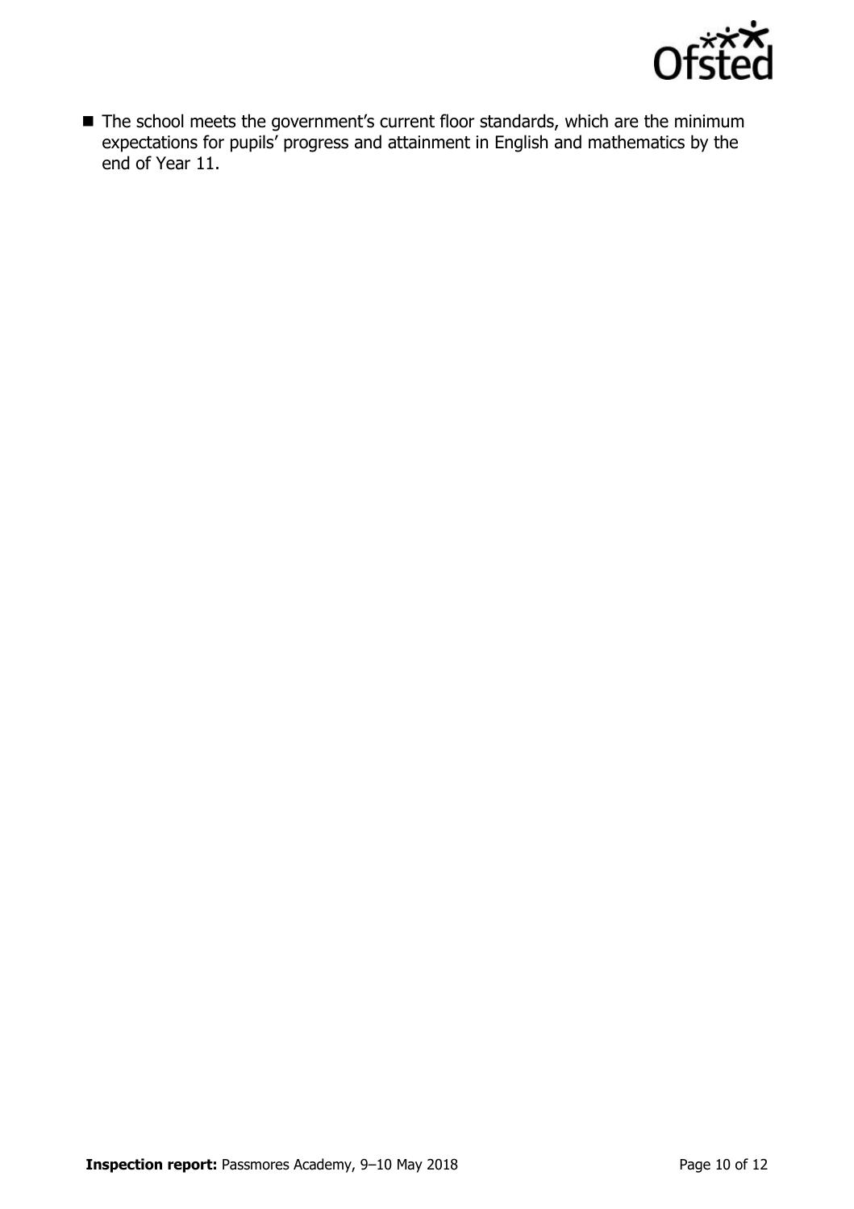- The school meets the government's current floor standards, which are the minimum expectations for pupils' progress and attainment in English and mathematics by the end of Year 11.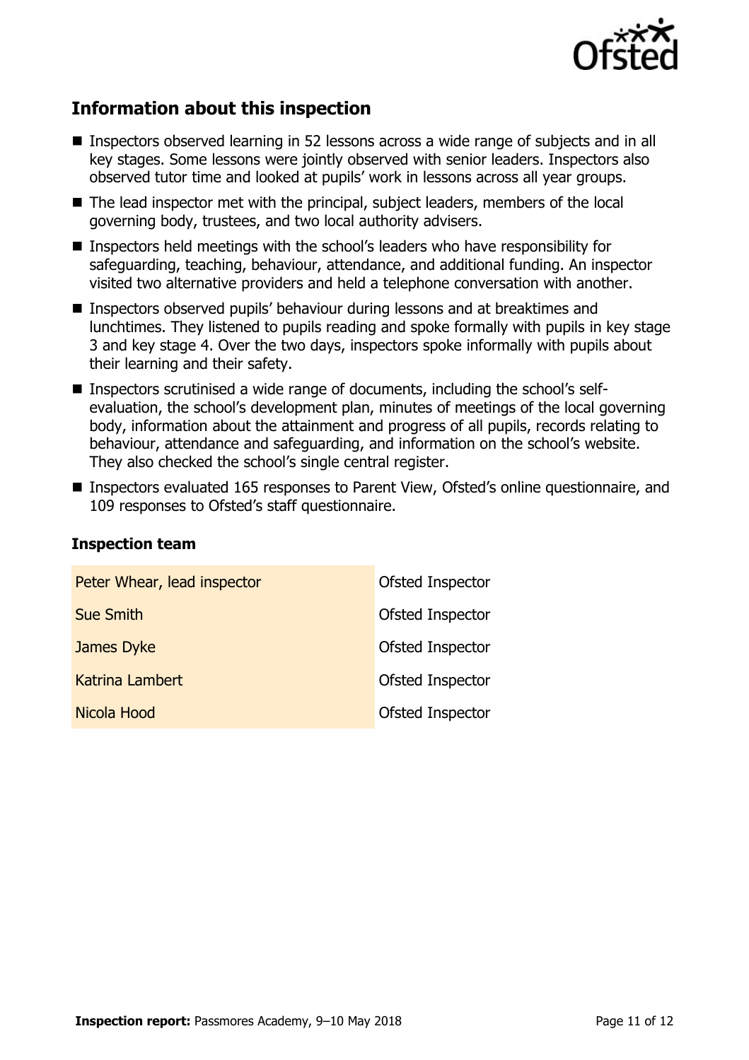## Information about this inspection

- Inspectors observed learning in 52 lessons across a wide range of subjects and in all key stages. Some lessons were jointly observed with senior leaders. Inspectors also observed tutor time and looked at pupils' work in lessons across all year groups.
- The lead inspector met with the principal, subject leaders, members of the local governing body, trustees, and two local authority advisers.
- Inspectors held meetings with the school's leaders who have responsibility for safeguarding, teaching, behaviour, attendance, and additional funding. An inspector visited two alternative providers and held a telephone conversation with another.
- Inspectors observed pupils' behaviour during lessons and at breaktimes and lunchtimes. They listened to pupils reading and spoke formally with pupils in key stage 3 and key stage 4. Over the two days, inspectors spoke informally with pupils about their learning and their safety.
- Inspectors scrutinised a wide range of documents, including the school's self-evaluation, the school's development plan, minutes of meetings of the local governing body, information about the attainment and progress of all pupils, records relating to behaviour, attendance and safeguarding, and information on the school's website. They also checked the school's single central register.
- Inspectors evaluated 165 responses to Parent View, Ofsted's online questionnaire, and 109 responses to Ofsted's staff questionnaire.

### Inspection team

| | |
|---|---|
| Peter Whear, lead inspector | Ofsted Inspector |
| Sue Smith | Ofsted Inspector |
| James Dyke | Ofsted Inspector |
| Katrina Lambert | Ofsted Inspector |
| Nicola Hood | Ofsted Inspector |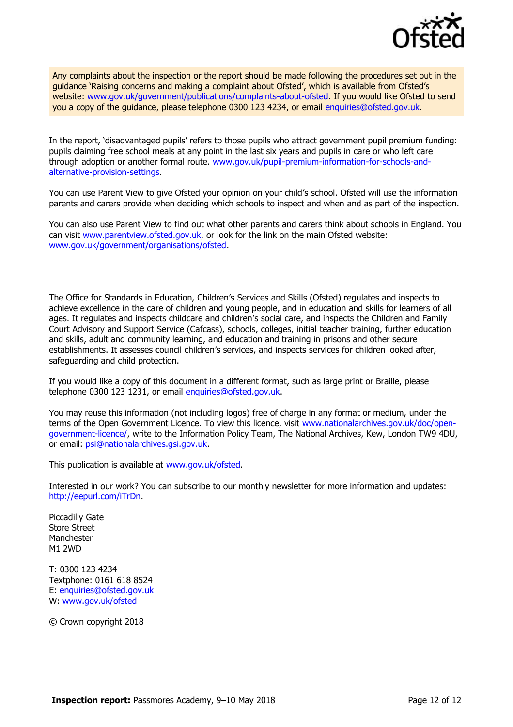Any complaints about the inspection or the report should be made following the procedures set out in the guidance 'Raising concerns and making a complaint about Ofsted', which is available from Ofsted's website: www.gov.uk/government/publications/complaints-about-ofsted. If you would like Ofsted to send you a copy of the guidance, please telephone 0300 123 4234, or email enquiries@ofsted.gov.uk.

In the report, 'disadvantaged pupils' refers to those pupils who attract government pupil premium funding: pupils claiming free school meals at any point in the last six years and pupils in care or who left care through adoption or another formal route. www.gov.uk/pupil-premium-information-for-schools-and-alternative-provision-settings.

You can use Parent View to give Ofsted your opinion on your child's school. Ofsted will use the information parents and carers provide when deciding which schools to inspect and when and as part of the inspection.

You can also use Parent View to find out what other parents and carers think about schools in England. You can visit www.parentview.ofsted.gov.uk, or look for the link on the main Ofsted website: www.gov.uk/government/organisations/ofsted.

The Office for Standards in Education, Children's Services and Skills (Ofsted) regulates and inspects to achieve excellence in the care of children and young people, and in education and skills for learners of all ages. It regulates and inspects childcare and children's social care, and inspects the Children and Family Court Advisory and Support Service (Cafcass), schools, colleges, initial teacher training, further education and skills, adult and community learning, and education and training in prisons and other secure establishments. It assesses council children's services, and inspects services for children looked after, safeguarding and child protection.

If you would like a copy of this document in a different format, such as large print or Braille, please telephone 0300 123 1231, or email enquiries@ofsted.gov.uk.

You may reuse this information (not including logos) free of charge in any format or medium, under the terms of the Open Government Licence. To view this licence, visit www.nationalarchives.gov.uk/doc/open-government-licence/, write to the Information Policy Team, The National Archives, Kew, London TW9 4DU, or email: psi@nationalarchives.gsi.gov.uk.

This publication is available at www.gov.uk/ofsted.

Interested in our work? You can subscribe to our monthly newsletter for more information and updates: http://eepurl.com/iTrDn.

Piccadilly Gate
Store Street
Manchester
M1 2WD

T: 0300 123 4234
Textphone: 0161 618 8524
E: enquiries@ofsted.gov.uk
W: www.gov.uk/ofsted

© Crown copyright 2018